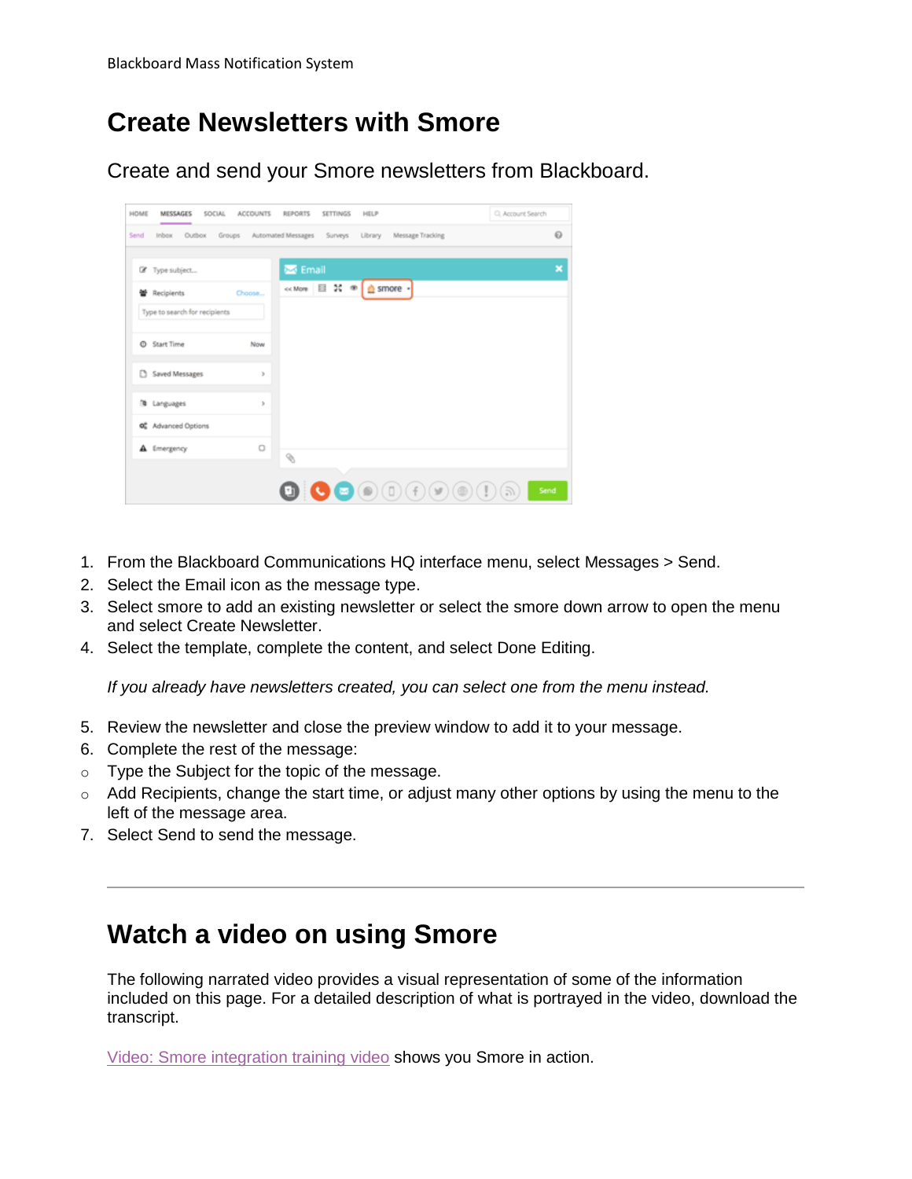# Create Newsletters with Smore

Create and send your Smore newsletters from Blackboard.

1. From the Blackboard Communications HQ interface menu, select Messages > Send.
2. Select the Email icon as the message type.
3. Select smore to add an existing newsletter or select the smore down arrow to open the menu and select Create Newsletter.
4. Select the template, complete the content, and select Done Editing.

   *If you already have newsletters created, you can select one from the menu instead.*

5. Review the newsletter and close the preview window to add it to your message.
6. Complete the rest of the message:
   - Type the Subject for the topic of the message.
   - Add Recipients, change the start time, or adjust many other options by using the menu to the left of the message area.
7. Select Send to send the message.

---

# Watch a video on using Smore

The following narrated video provides a visual representation of some of the information included on this page. For a detailed description of what is portrayed in the video, download the transcript.

Video: Smore integration training video shows you Smore in action.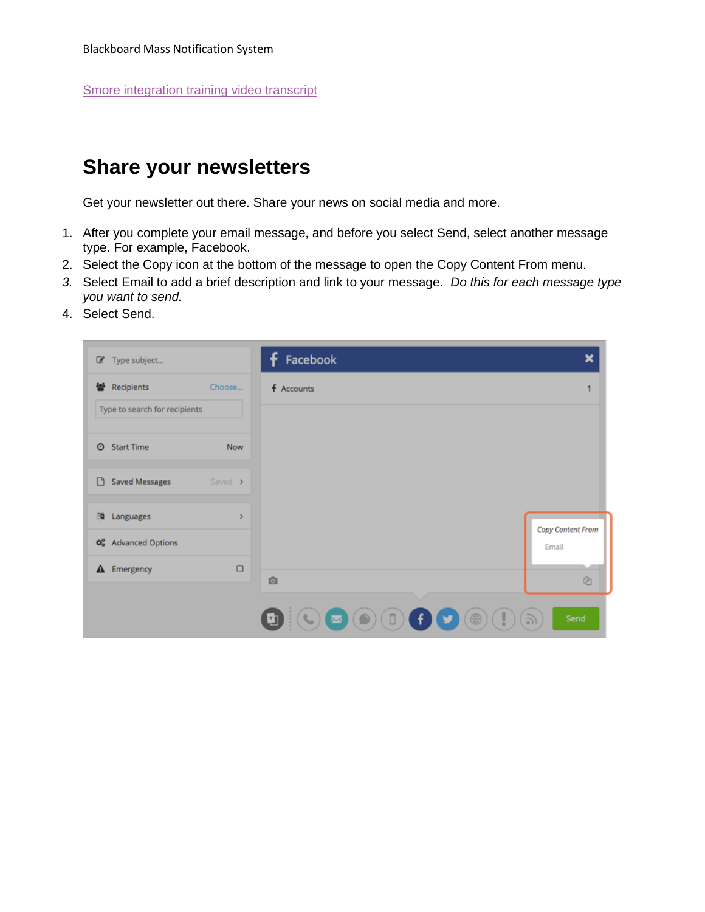[Smore integration training video transcript](#)

---

## Share your newsletters

Get your newsletter out there. Share your news on social media and more.

1. After you complete your email message, and before you select Send, select another message type. For example, Facebook.
2. Select the Copy icon at the bottom of the message to open the Copy Content From menu.
3. Select Email to add a brief description and link to your message. *Do this for each message type you want to send.*
4. Select Send.